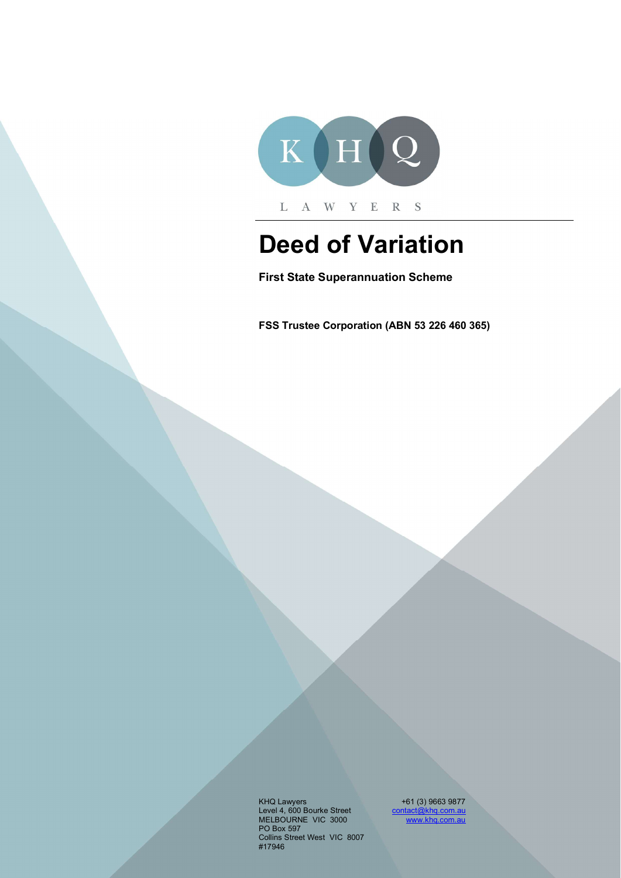KHQ

LAWYERS

# Deed of Variation

**First State Superannuation Scheme**

**FSS Trustee Corporation (ABN 53 226 460 365)**

KHQ Lawyers
Level 4, 600 Bourke Street
MELBOURNE VIC 3000
PO Box 597
Collins Street West VIC 8007
#17946

+61 (3) 9663 9877
contact@khq.com.au
www.khq.com.au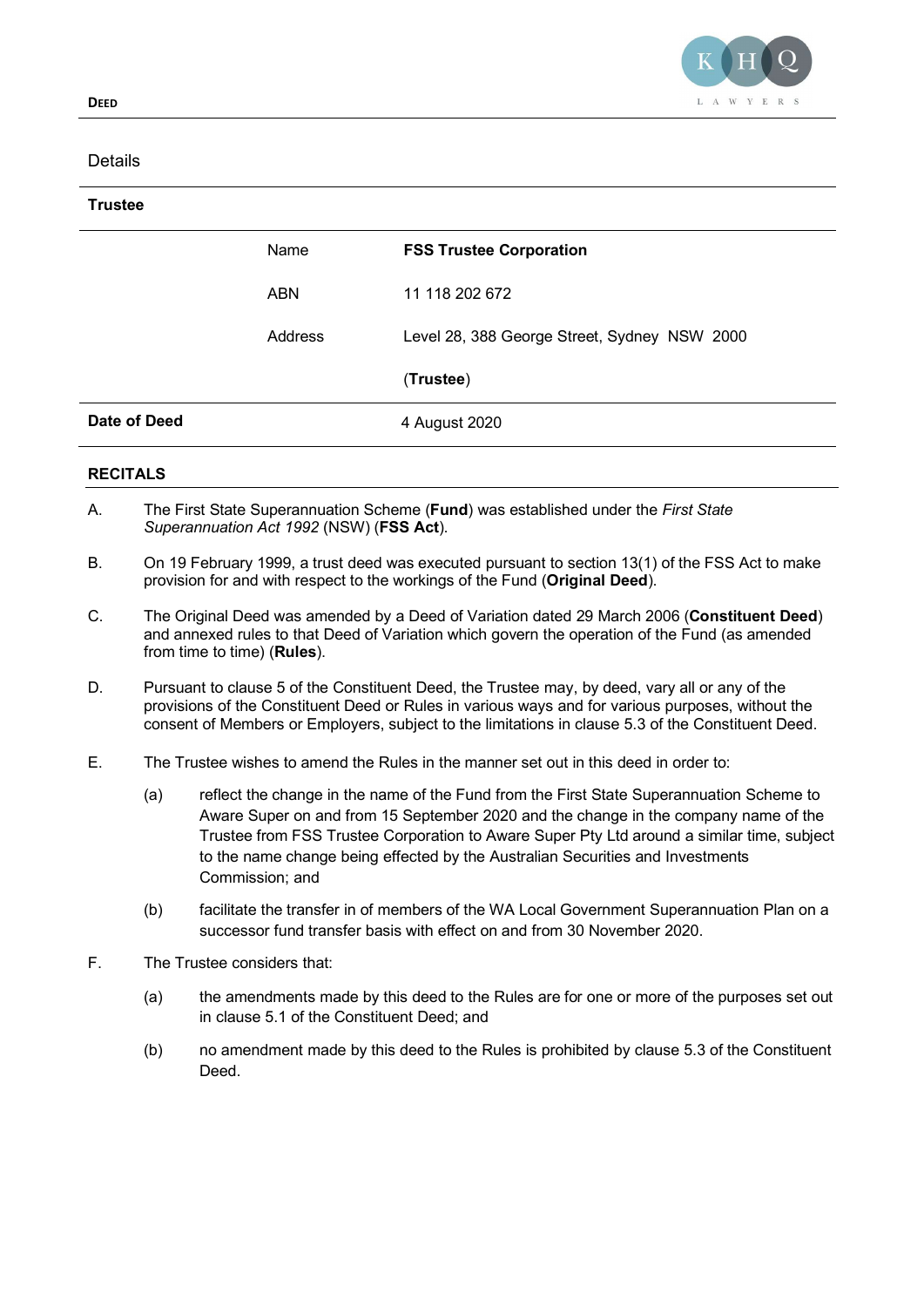Details

**Trustee**

| | | |
|---|---|---|
| | Name | **FSS Trustee Corporation** |
| | ABN | 11 118 202 672 |
| | Address | Level 28, 388 George Street, Sydney NSW 2000 |
| | | (**Trustee**) |
| **Date of Deed** | | 4 August 2020 |

**RECITALS**

A. The First State Superannuation Scheme (**Fund**) was established under the *First State Superannuation Act 1992* (NSW) (**FSS Act**).

B. On 19 February 1999, a trust deed was executed pursuant to section 13(1) of the FSS Act to make provision for and with respect to the workings of the Fund (**Original Deed**).

C. The Original Deed was amended by a Deed of Variation dated 29 March 2006 (**Constituent Deed**) and annexed rules to that Deed of Variation which govern the operation of the Fund (as amended from time to time) (**Rules**).

D. Pursuant to clause 5 of the Constituent Deed, the Trustee may, by deed, vary all or any of the provisions of the Constituent Deed or Rules in various ways and for various purposes, without the consent of Members or Employers, subject to the limitations in clause 5.3 of the Constituent Deed.

E. The Trustee wishes to amend the Rules in the manner set out in this deed in order to:

   (a) reflect the change in the name of the Fund from the First State Superannuation Scheme to Aware Super on and from 15 September 2020 and the change in the company name of the Trustee from FSS Trustee Corporation to Aware Super Pty Ltd around a similar time, subject to the name change being effected by the Australian Securities and Investments Commission; and

   (b) facilitate the transfer in of members of the WA Local Government Superannuation Plan on a successor fund transfer basis with effect on and from 30 November 2020.

F. The Trustee considers that:

   (a) the amendments made by this deed to the Rules are for one or more of the purposes set out in clause 5.1 of the Constituent Deed; and

   (b) no amendment made by this deed to the Rules is prohibited by clause 5.3 of the Constituent Deed.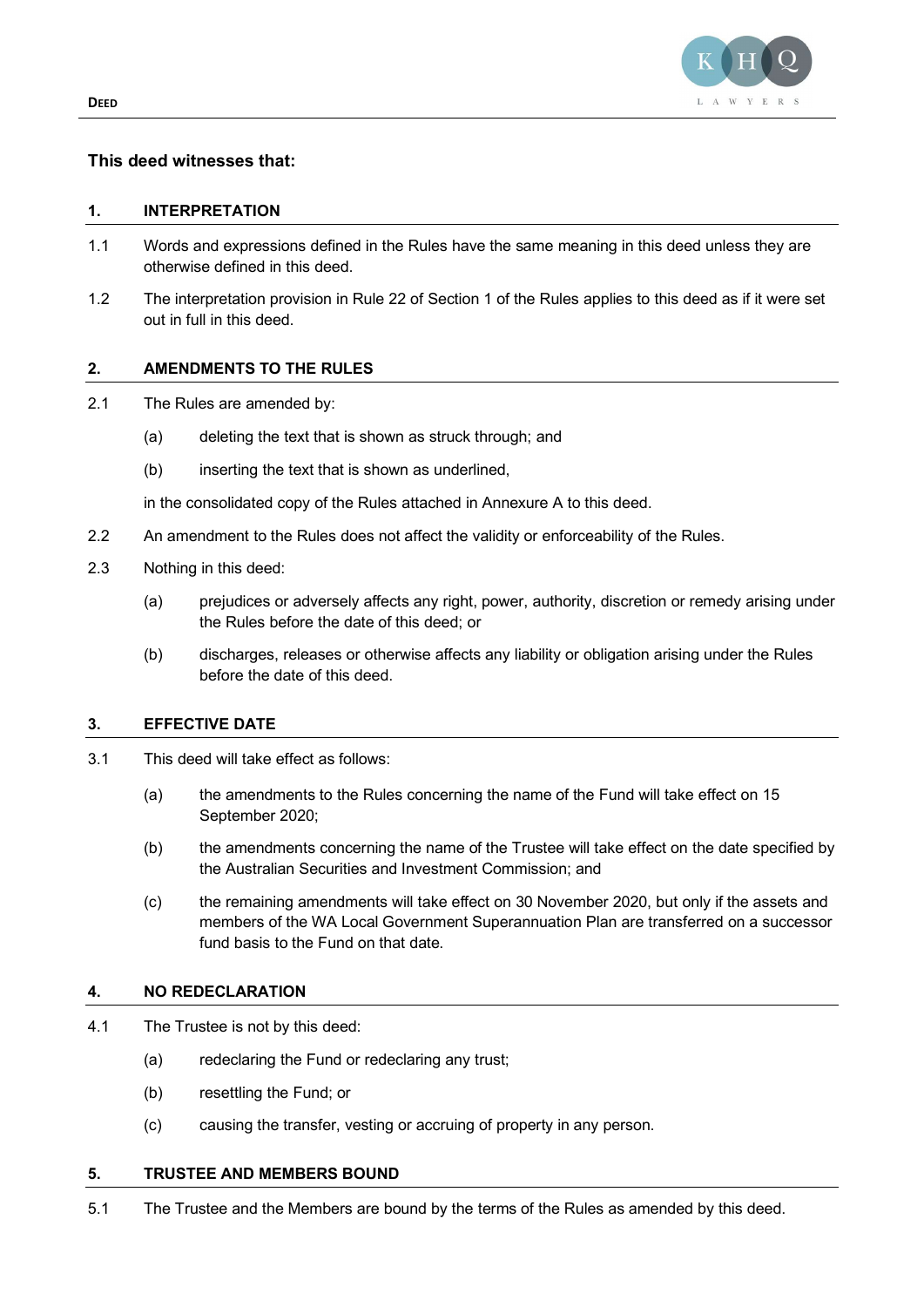**This deed witnesses that:**

## 1. INTERPRETATION

1.1 Words and expressions defined in the Rules have the same meaning in this deed unless they are otherwise defined in this deed.

1.2 The interpretation provision in Rule 22 of Section 1 of the Rules applies to this deed as if it were set out in full in this deed.

## 2. AMENDMENTS TO THE RULES

2.1 The Rules are amended by:

(a) deleting the text that is shown as struck through; and

(b) inserting the text that is shown as underlined,

in the consolidated copy of the Rules attached in Annexure A to this deed.

2.2 An amendment to the Rules does not affect the validity or enforceability of the Rules.

2.3 Nothing in this deed:

(a) prejudices or adversely affects any right, power, authority, discretion or remedy arising under the Rules before the date of this deed; or

(b) discharges, releases or otherwise affects any liability or obligation arising under the Rules before the date of this deed.

## 3. EFFECTIVE DATE

3.1 This deed will take effect as follows:

(a) the amendments to the Rules concerning the name of the Fund will take effect on 15 September 2020;

(b) the amendments concerning the name of the Trustee will take effect on the date specified by the Australian Securities and Investment Commission; and

(c) the remaining amendments will take effect on 30 November 2020, but only if the assets and members of the WA Local Government Superannuation Plan are transferred on a successor fund basis to the Fund on that date.

## 4. NO REDECLARATION

4.1 The Trustee is not by this deed:

(a) redeclaring the Fund or redeclaring any trust;

(b) resettling the Fund; or

(c) causing the transfer, vesting or accruing of property in any person.

## 5. TRUSTEE AND MEMBERS BOUND

5.1 The Trustee and the Members are bound by the terms of the Rules as amended by this deed.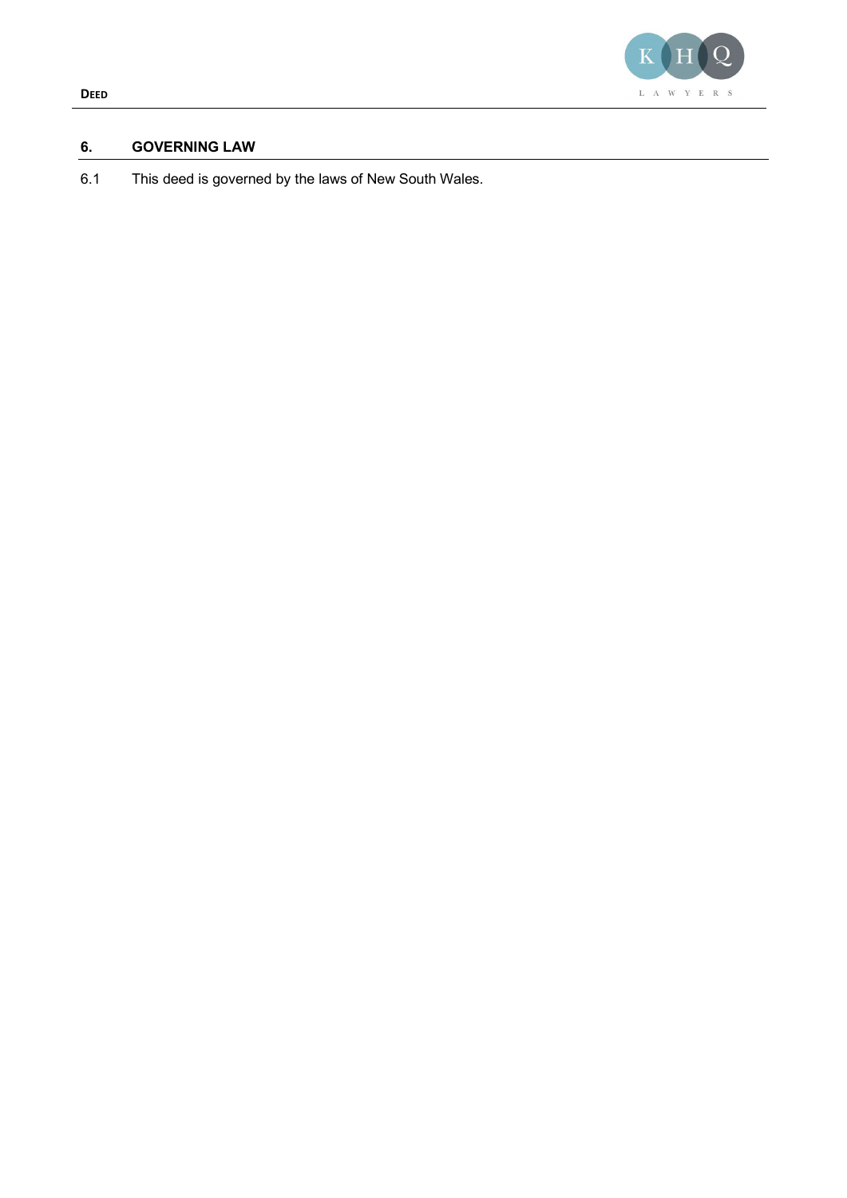## 6. GOVERNING LAW

6.1 This deed is governed by the laws of New South Wales.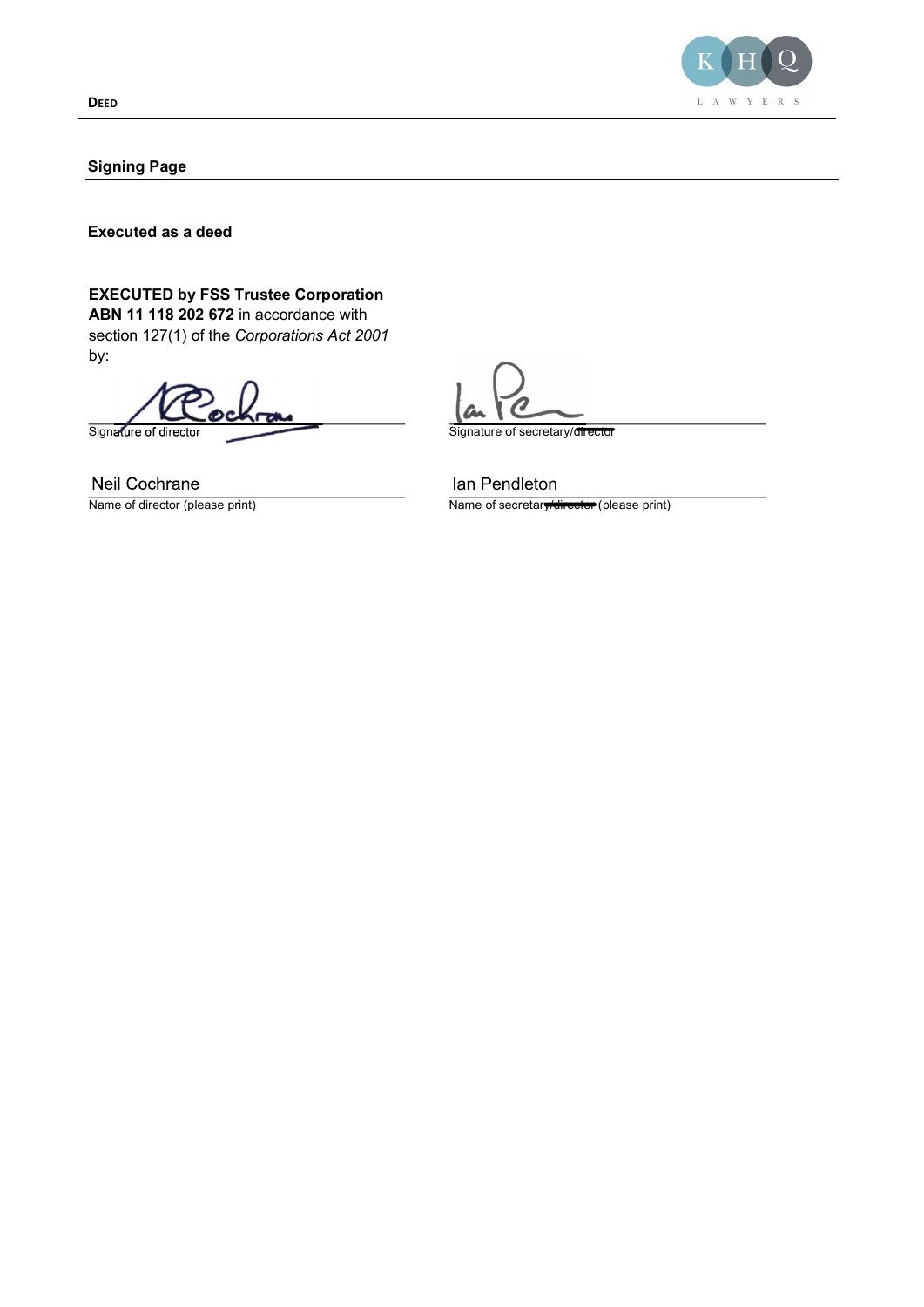## Signing Page

**Executed as a deed**

**EXECUTED by FSS Trustee Corporation ABN 11 118 202 672** in accordance with section 127(1) of the *Corporations Act 2001* by:

Signature of director

Neil Cochrane

Name of director (please print)

Signature of secretary/~~director~~

Ian Pendleton

Name of secretary~~/director~~ (please print)